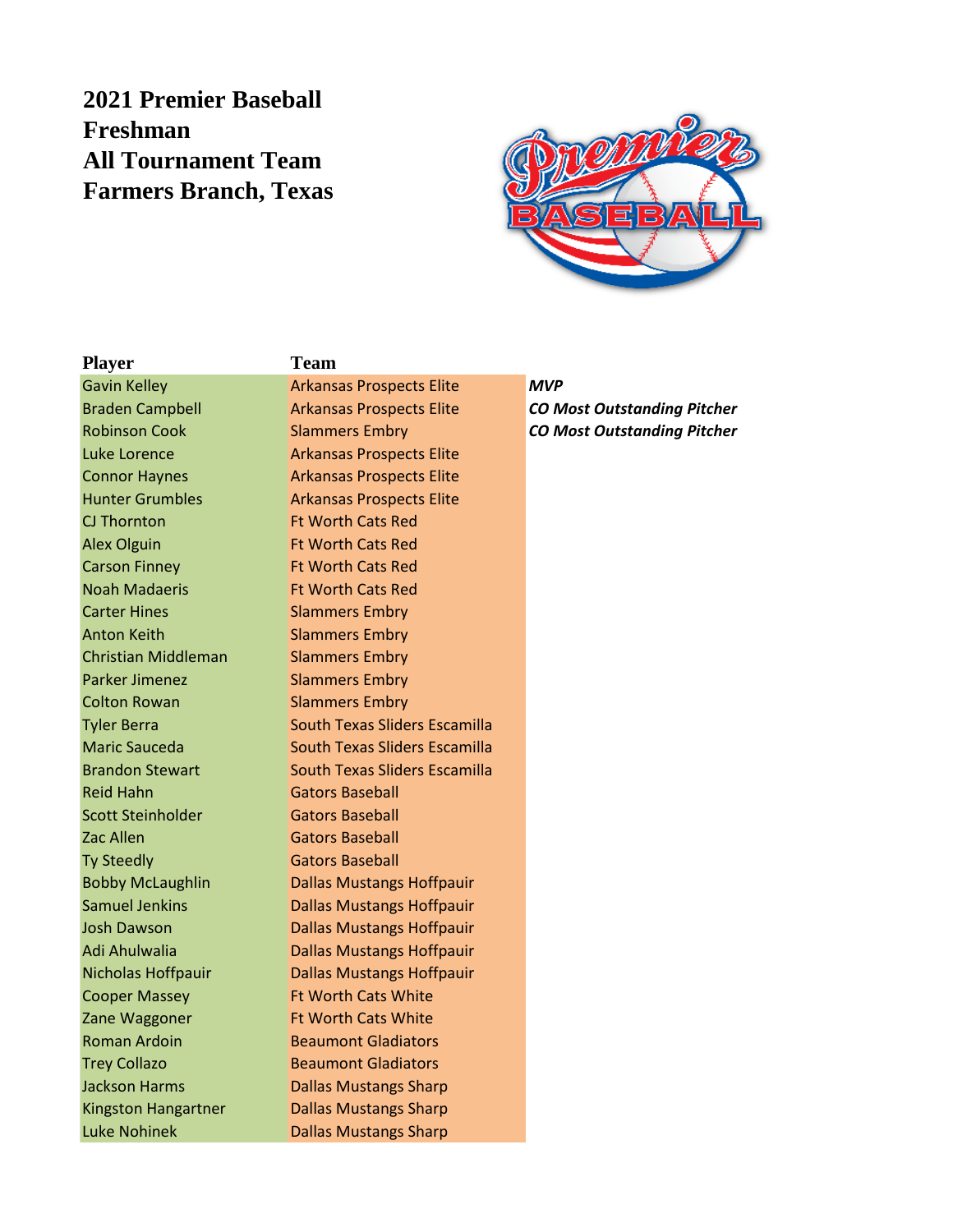# 2021 Premier Baseball Freshman All Tournament Team Farmers Branch, Texas

| Player | Team | |
|---|---|---|
| Gavin Kelley | Arkansas Prospects Elite | ***MVP*** |
| Braden Campbell | Arkansas Prospects Elite | ***CO Most Outstanding Pitcher*** |
| Robinson Cook | Slammers Embry | ***CO Most Outstanding Pitcher*** |
| Luke Lorence | Arkansas Prospects Elite | |
| Connor Haynes | Arkansas Prospects Elite | |
| Hunter Grumbles | Arkansas Prospects Elite | |
| CJ Thornton | Ft Worth Cats Red | |
| Alex Olguin | Ft Worth Cats Red | |
| Carson Finney | Ft Worth Cats Red | |
| Noah Madaeris | Ft Worth Cats Red | |
| Carter Hines | Slammers Embry | |
| Anton Keith | Slammers Embry | |
| Christian Middleman | Slammers Embry | |
| Parker Jimenez | Slammers Embry | |
| Colton Rowan | Slammers Embry | |
| Tyler Berra | South Texas Sliders Escamilla | |
| Maric Sauceda | South Texas Sliders Escamilla | |
| Brandon Stewart | South Texas Sliders Escamilla | |
| Reid Hahn | Gators Baseball | |
| Scott Steinholder | Gators Baseball | |
| Zac Allen | Gators Baseball | |
| Ty Steedly | Gators Baseball | |
| Bobby McLaughlin | Dallas Mustangs Hoffpauir | |
| Samuel Jenkins | Dallas Mustangs Hoffpauir | |
| Josh Dawson | Dallas Mustangs Hoffpauir | |
| Adi Ahulwalia | Dallas Mustangs Hoffpauir | |
| Nicholas Hoffpauir | Dallas Mustangs Hoffpauir | |
| Cooper Massey | Ft Worth Cats White | |
| Zane Waggoner | Ft Worth Cats White | |
| Roman Ardoin | Beaumont Gladiators | |
| Trey Collazo | Beaumont Gladiators | |
| Jackson Harms | Dallas Mustangs Sharp | |
| Kingston Hangartner | Dallas Mustangs Sharp | |
| Luke Nohinek | Dallas Mustangs Sharp | |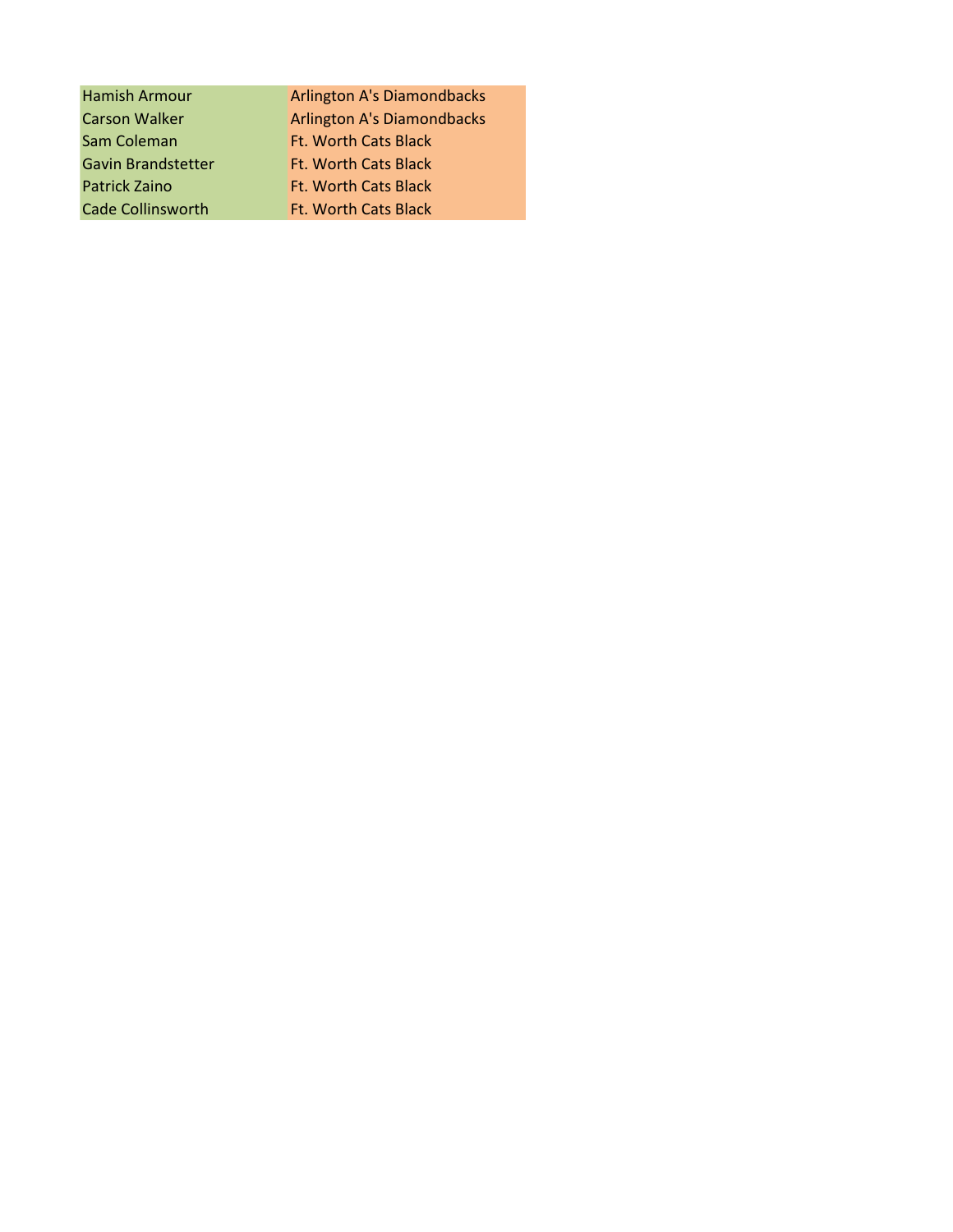| | |
|---|---|
| Hamish Armour | Arlington A's Diamondbacks |
| Carson Walker | Arlington A's Diamondbacks |
| Sam Coleman | Ft. Worth Cats Black |
| Gavin Brandstetter | Ft. Worth Cats Black |
| Patrick Zaino | Ft. Worth Cats Black |
| Cade Collinsworth | Ft. Worth Cats Black |